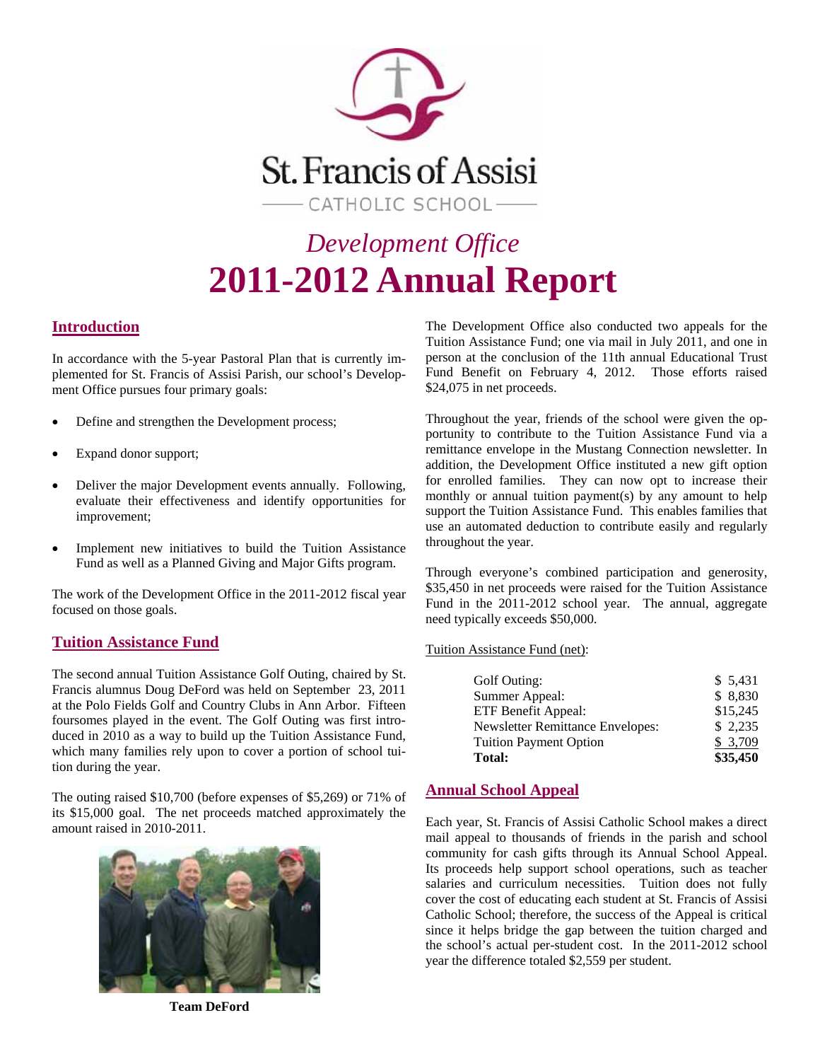St. Francis of Assisi

CATHOLIC SCHOOL

# *Development Office*
# 2011-2012 Annual Report

## Introduction

In accordance with the 5-year Pastoral Plan that is currently implemented for St. Francis of Assisi Parish, our school's Development Office pursues four primary goals:

- Define and strengthen the Development process;
- Expand donor support;
- Deliver the major Development events annually. Following, evaluate their effectiveness and identify opportunities for improvement;
- Implement new initiatives to build the Tuition Assistance Fund as well as a Planned Giving and Major Gifts program.

The work of the Development Office in the 2011-2012 fiscal year focused on those goals.

## Tuition Assistance Fund

The second annual Tuition Assistance Golf Outing, chaired by St. Francis alumnus Doug DeFord was held on September 23, 2011 at the Polo Fields Golf and Country Clubs in Ann Arbor. Fifteen foursomes played in the event. The Golf Outing was first introduced in 2010 as a way to build up the Tuition Assistance Fund, which many families rely upon to cover a portion of school tuition during the year.

The outing raised $10,700 (before expenses of $5,269) or 71% of its $15,000 goal. The net proceeds matched approximately the amount raised in 2010-2011.

**Team DeFord**

The Development Office also conducted two appeals for the Tuition Assistance Fund; one via mail in July 2011, and one in person at the conclusion of the 11th annual Educational Trust Fund Benefit on February 4, 2012. Those efforts raised $24,075 in net proceeds.

Throughout the year, friends of the school were given the opportunity to contribute to the Tuition Assistance Fund via a remittance envelope in the Mustang Connection newsletter. In addition, the Development Office instituted a new gift option for enrolled families. They can now opt to increase their monthly or annual tuition payment(s) by any amount to help support the Tuition Assistance Fund. This enables families that use an automated deduction to contribute easily and regularly throughout the year.

Through everyone's combined participation and generosity, $35,450 in net proceeds were raised for the Tuition Assistance Fund in the 2011-2012 school year. The annual, aggregate need typically exceeds $50,000.

Tuition Assistance Fund (net):

| | |
|---|---|
| Golf Outing: | $ 5,431 |
| Summer Appeal: | $ 8,830 |
| ETF Benefit Appeal: | $15,245 |
| Newsletter Remittance Envelopes: | $ 2,235 |
| Tuition Payment Option | $ 3,709 |
| **Total:** | **$35,450** |

## Annual School Appeal

Each year, St. Francis of Assisi Catholic School makes a direct mail appeal to thousands of friends in the parish and school community for cash gifts through its Annual School Appeal. Its proceeds help support school operations, such as teacher salaries and curriculum necessities. Tuition does not fully cover the cost of educating each student at St. Francis of Assisi Catholic School; therefore, the success of the Appeal is critical since it helps bridge the gap between the tuition charged and the school's actual per-student cost. In the 2011-2012 school year the difference totaled $2,559 per student.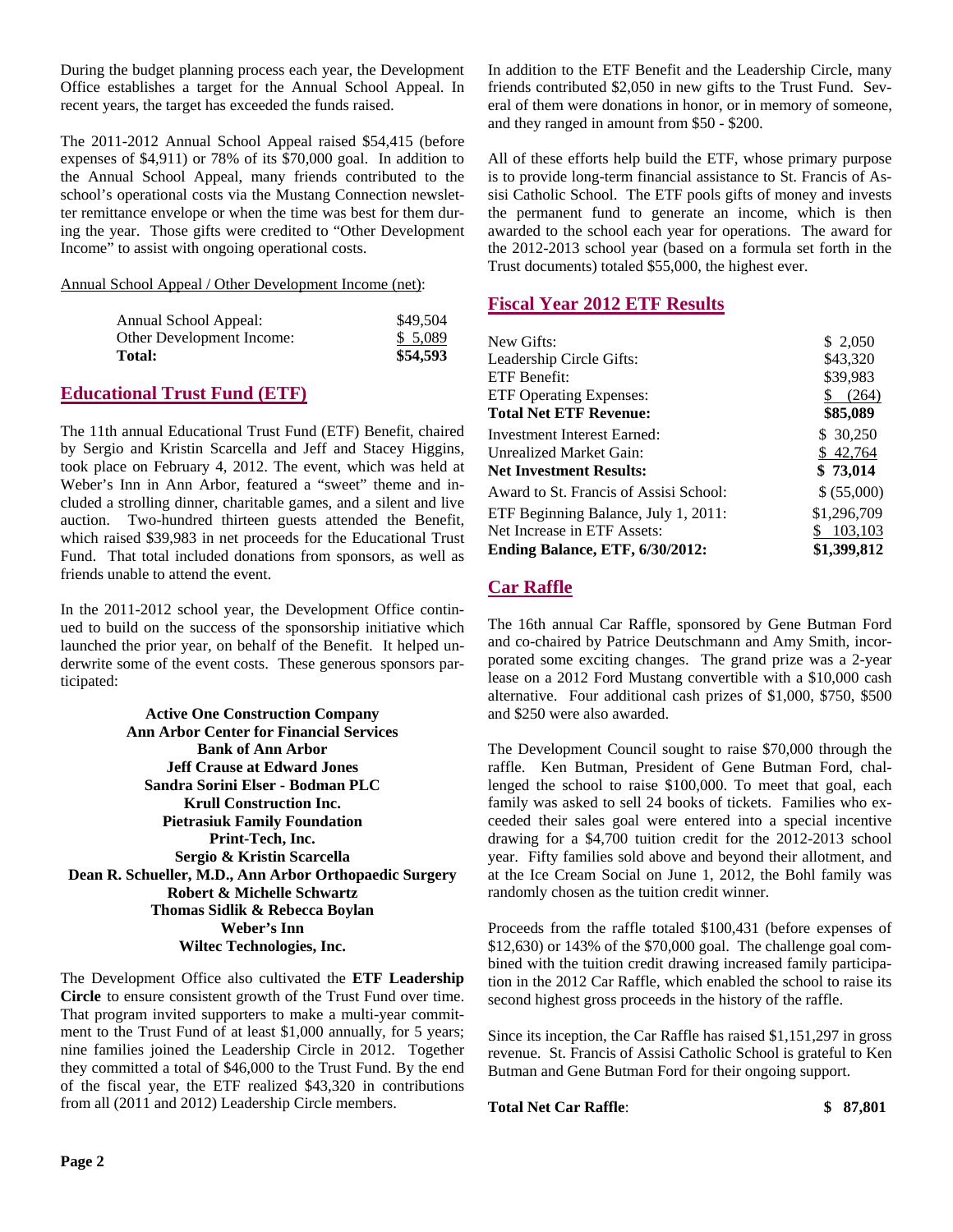During the budget planning process each year, the Development Office establishes a target for the Annual School Appeal. In recent years, the target has exceeded the funds raised.

The 2011-2012 Annual School Appeal raised $54,415 (before expenses of $4,911) or 78% of its $70,000 goal. In addition to the Annual School Appeal, many friends contributed to the school's operational costs via the Mustang Connection newsletter remittance envelope or when the time was best for them during the year. Those gifts were credited to "Other Development Income" to assist with ongoing operational costs.

Annual School Appeal / Other Development Income (net):

| | |
|---|---|
| Annual School Appeal: | $49,504 |
| Other Development Income: | $ 5,089 |
| **Total:** | **$54,593** |

## Educational Trust Fund (ETF)

The 11th annual Educational Trust Fund (ETF) Benefit, chaired by Sergio and Kristin Scarcella and Jeff and Stacey Higgins, took place on February 4, 2012. The event, which was held at Weber's Inn in Ann Arbor, featured a "sweet" theme and included a strolling dinner, charitable games, and a silent and live auction. Two-hundred thirteen guests attended the Benefit, which raised $39,983 in net proceeds for the Educational Trust Fund. That total included donations from sponsors, as well as friends unable to attend the event.

In the 2011-2012 school year, the Development Office continued to build on the success of the sponsorship initiative which launched the prior year, on behalf of the Benefit. It helped underwrite some of the event costs. These generous sponsors participated:

**Active One Construction Company**
**Ann Arbor Center for Financial Services**
**Bank of Ann Arbor**
**Jeff Crause at Edward Jones**
**Sandra Sorini Elser - Bodman PLC**
**Krull Construction Inc.**
**Pietrasiuk Family Foundation**
**Print-Tech, Inc.**
**Sergio & Kristin Scarcella**
**Dean R. Schueller, M.D., Ann Arbor Orthopaedic Surgery**
**Robert & Michelle Schwartz**
**Thomas Sidlik & Rebecca Boylan**
**Weber's Inn**
**Wiltec Technologies, Inc.**

The Development Office also cultivated the **ETF Leadership Circle** to ensure consistent growth of the Trust Fund over time. That program invited supporters to make a multi-year commitment to the Trust Fund of at least $1,000 annually, for 5 years; nine families joined the Leadership Circle in 2012. Together they committed a total of $46,000 to the Trust Fund. By the end of the fiscal year, the ETF realized $43,320 in contributions from all (2011 and 2012) Leadership Circle members.

In addition to the ETF Benefit and the Leadership Circle, many friends contributed $2,050 in new gifts to the Trust Fund. Several of them were donations in honor, or in memory of someone, and they ranged in amount from $50 - $200.

All of these efforts help build the ETF, whose primary purpose is to provide long-term financial assistance to St. Francis of Assisi Catholic School. The ETF pools gifts of money and invests the permanent fund to generate an income, which is then awarded to the school each year for operations. The award for the 2012-2013 school year (based on a formula set forth in the Trust documents) totaled $55,000, the highest ever.

## Fiscal Year 2012 ETF Results

| | |
|---|---|
| New Gifts: | $ 2,050 |
| Leadership Circle Gifts: | $43,320 |
| ETF Benefit: | $39,983 |
| ETF Operating Expenses: | $ (264) |
| **Total Net ETF Revenue:** | **$85,089** |
| Investment Interest Earned: | $ 30,250 |
| Unrealized Market Gain: | $ 42,764 |
| **Net Investment Results:** | **$ 73,014** |
| Award to St. Francis of Assisi School: | $ (55,000) |
| ETF Beginning Balance, July 1, 2011: | $1,296,709 |
| Net Increase in ETF Assets: | $ 103,103 |
| **Ending Balance, ETF, 6/30/2012:** | **$1,399,812** |

## Car Raffle

The 16th annual Car Raffle, sponsored by Gene Butman Ford and co-chaired by Patrice Deutschmann and Amy Smith, incorporated some exciting changes. The grand prize was a 2-year lease on a 2012 Ford Mustang convertible with a $10,000 cash alternative. Four additional cash prizes of $1,000, $750, $500 and $250 were also awarded.

The Development Council sought to raise $70,000 through the raffle. Ken Butman, President of Gene Butman Ford, challenged the school to raise $100,000. To meet that goal, each family was asked to sell 24 books of tickets. Families who exceeded their sales goal were entered into a special incentive drawing for a $4,700 tuition credit for the 2012-2013 school year. Fifty families sold above and beyond their allotment, and at the Ice Cream Social on June 1, 2012, the Bohl family was randomly chosen as the tuition credit winner.

Proceeds from the raffle totaled $100,431 (before expenses of $12,630) or 143% of the $70,000 goal. The challenge goal combined with the tuition credit drawing increased family participation in the 2012 Car Raffle, which enabled the school to raise its second highest gross proceeds in the history of the raffle.

Since its inception, the Car Raffle has raised $1,151,297 in gross revenue. St. Francis of Assisi Catholic School is grateful to Ken Butman and Gene Butman Ford for their ongoing support.

**Total Net Car Raffle**: **$ 87,801**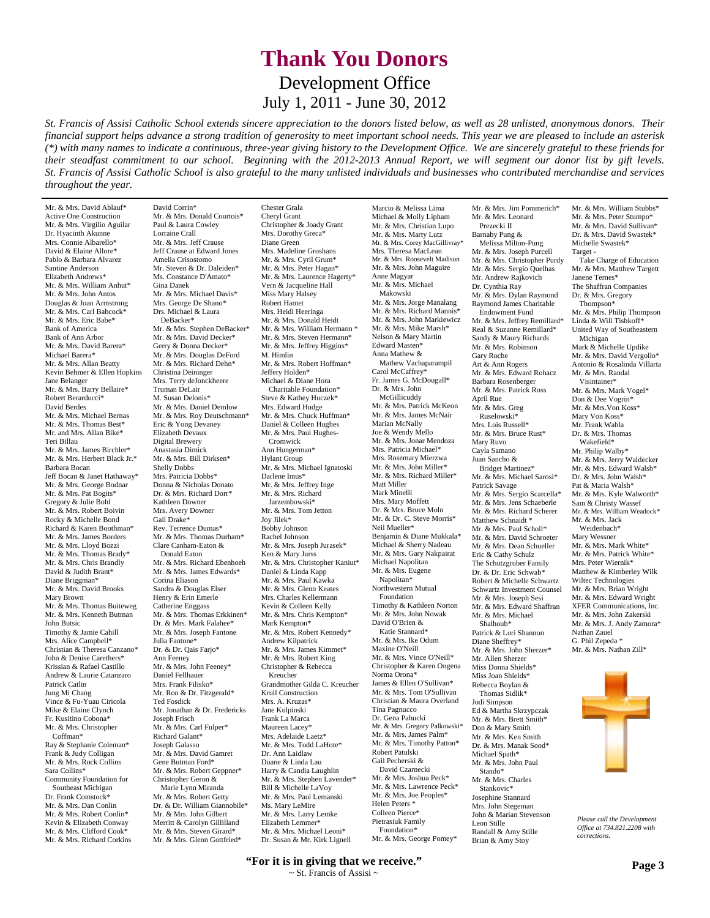# Thank You Donors

## Development Office

## July 1, 2011 - June 30, 2012

*St. Francis of Assisi Catholic School extends sincere appreciation to the donors listed below, as well as 28 unlisted, anonymous donors. Their financial support helps advance a strong tradition of generosity to meet important school needs. This year we are pleased to include an asterisk (*) with many names to indicate a continuous, three-year giving history to the Development Office. We are sincerely grateful to these friends for their steadfast commitment to our school. Beginning with the 2012-2013 Annual Report, we will segment our donor list by gift levels. St. Francis of Assisi Catholic School is also grateful to the many unlisted individuals and businesses who contributed merchandise and services throughout the year.*

---

Mr. & Mrs. David Ablauf*
Active One Construction
Mr. & Mrs. Virgilio Aguilar
Dr. Hyacinth Akunne
Mrs. Connie Albarello*
David & Elaine Allore*
Pablo & Barbara Alvarez
Santine Anderson
Elizabeth Andrews*
Mr. & Mrs. William Anhut*
Mr. & Mrs. John Antos
Douglas & Joan Armstrong
Mr. & Mrs. Carl Babcock*
Mr. & Mrs. Eric Babe*
Bank of America
Bank of Ann Arbor
Mr. & Mrs. David Barera*
Michael Barera*
Mr. & Mrs. Allan Beatty
Kevin Behmer & Ellen Hopkins
Jane Belanger
Mr. & Mrs. Barry Bellaire*
Robert Berarducci*
David Berdes
Mr. & Mrs. Michael Bernas
Mr. & Mrs. Thomas Best*
Mr. and Mrs. Allan Bike*
Teri Billau
Mr. & Mrs. James Birchler*
Mr. & Mrs. Herbert Black Jr.*
Barbara Bocan
Jeff Bocan & Janet Hathaway*
Mr. & Mrs. George Bodnar
Mr. & Mrs. Pat Bogits*
Gregory & Julie Bohl
Mr. & Mrs. Robert Boivin
Rocky & Michelle Bond
Richard & Karen Boothman*
Mr. & Mrs. James Borders
Mr. & Mrs. Lloyd Bozzi
Mr. & Mrs. Thomas Brady*
Mr. & Mrs. Chris Brandly
David & Judith Brant*
Diane Briggman*
Mr. & Mrs. David Brooks
Mary Brown
Mr. & Mrs. Thomas Buiteweg
Mr. & Mrs. Kenneth Butman
John Butsic
Timothy & Jamie Cahill
Mrs. Alice Campbell*
Christian & Theresa Canzano*
John & Denise Carethers*
Krissian & Rafael Castillo
Andrew & Laurie Catanzaro
Patrick Catlin
Jung Mi Chang
Vince & Fu-Yuau Ciricola
Mike & Elaine Clynch
Fr. Kusitino Cobona*
Mr. & Mrs. Christopher Coffman*
Ray & Stephanie Coleman*
Frank & Judy Colligan
Mr. & Mrs. Rock Collins
Sara Collins*
Community Foundation for Southeast Michigan
Dr. Frank Comstock*
Mr. & Mrs. Dan Conlin
Mr. & Mrs. Robert Conlin*
Kevin & Elizabeth Conway
Mr. & Mrs. Clifford Cook*
Mr. & Mrs. Richard Corkins
David Corrin*
Mr. & Mrs. Donald Courtois*
Paul & Laura Cowley
Lorraine Crall
Mr. & Mrs. Jeff Crause
Jeff Crause at Edward Jones
Amelia Crisostomo
Mr. Steven & Dr. Daleiden*
Ms. Constance D'Amato*
Gina Danek
Mr. & Mrs. Michael Davis*
Mrs. George De Shano*
Drs. Michael & Laura DeBacker*
Mr. & Mrs. Stephen DeBacker*
Mr. & Mrs. David Decker*
Gerry & Donna Decker*
Mr. & Mrs. Douglas DeFord
Mr. & Mrs. Richard Dehn*
Christina Deininger
Mrs. Terry deJonckheere
Truman DeLair
M. Susan Delons*
Mr. & Mrs. Daniel Demlow
Mr. & Mrs. Roy Deutschmann*
Eric & Yong Devaney
Elizabeth Devaux
Digital Brewery
Anastasia Dimick
Mr. & Mrs. Bill Dirksen*
Shelly Dobbs
Mrs. Patricia Dobbs*
Donna & Nicholas Donato
Dr. & Mrs. Richard Dorr*
Kathleen Downer
Mrs. Avery Downer
Gail Drake*
Rev. Terrence Dumas*
Mr. & Mrs. Thomas Durham*
Clare Canham-Eaton & Donald Eaton
Mr. & Mrs. Richard Ebenhoeh
Mr. & Mrs. James Edwards*
Corina Eliason
Sandra & Douglas Elser
Henry & Erin Emerle
Catherine Enggass
Mr. & Mrs. Thomas Erkkinen*
Dr. & Mrs. Mark Falahee*
Mr. & Mrs. Joseph Fantone
Julia Fantone*
Dr. & Dr. Qais Farjo*
Ann Feeney
Mr. & Mrs. John Feeney*
Daniel Fellhauer
Mrs. Frank Filisko*
Mr. Ron & Dr. Fitzgerald*
Ted Fosdick
Mr. Jonathan & Dr. Fredericks
Joseph Frisch
Mr. & Mrs. Carl Fulper*
Richard Galant*
Joseph Galasso
Mr. & Mrs. David Gamret
Gene Butman Ford*
Mr. & Mrs. Robert Geppner*
Christopher Geron & Marie Lynn Miranda
Mr. & Mrs. Robert Getty
Dr. & Dr. William Giannobile*
Mr. & Mrs. John Gilbert
Merritt & Carolyn Gillilland
Mr. & Mrs. Steven Girard*
Mr. & Mrs. Glenn Gottfried*
Chester Grala
Cheryl Grant
Christopher & Joady Grant
Mrs. Dorothy Greca*
Diane Green
Mrs. Madeline Groshans
Mr. & Mrs. Cyril Grum*
Mr. & Mrs. Peter Hagen*
Mr. & Mrs. Laurence Hagerty*
Vern & Jacqueline Hall
Miss Mary Halsey
Robert Hamet
Mrs. Heidi Heeringa
Mr. & Mrs. Donald Heidt
Mr. & Mrs. William Hermann *
Mr. & Mrs. Steven Hermann*
Mr. & Mrs. Jeffrey Higgins*
M. Himlin
Mr. & Mrs. Robert Hoffman*
Jeffery Holden*
Michael & Diane Hora Charitable Foundation*
Steve & Kathey Huczek*
Mrs. Edward Hudge
Mr. & Mrs. Chuck Huffman*
Daniel & Colleen Hughes
Mr. & Mrs. Paul Hughes-Cromwick
Ann Hungerman*
Hylant Group
Mr. & Mrs. Michael Ignatoski
Darlene Imus*
Mr. & Mrs. Jeffrey Inge
Mr. & Mrs. Richard Jarzembowski*
Mr. & Mrs. Tom Jetton
Joy Jilek*
Bobby Johnson
Rachel Johnson
Mr. & Mrs. Joseph Jurasek*
Ken & Mary Jurss
Mr. & Mrs. Christopher Kaniut*
Daniel & Linda Kapp
Mr. & Mrs. Paul Kawka
Mr. & Mrs. Glenn Keates
Mrs. Charles Kellermann
Kevin & Colleen Kelly
Mr. & Mrs. Chris Kempton*
Mark Kempton*
Mr. & Mrs. Robert Kennedy*
Andrew Kilpatrick
Mr. & Mrs. James Kimmet*
Mr. & Mrs. Robert King
Christopher & Rebecca Kreucher
Grandmother Gilda C. Kreucher
Krull Construction
Mrs. A. Kruzas*
Jane Kulpinski
Frank La Marca
Maureen Lacey*
Mrs. Adelaide Laetz*
Mr. & Mrs. Todd LaHote*
Dr. Ann Laidlaw
Duane & Linda Lau
Harry & Candia Laughlin
Mr. & Mrs. Stephen Lavender*
Bill & Michelle LaVoy
Mr. & Mrs. Paul Lemanski
Ms. Mary LeMire
Mr. & Mrs. Larry Lemke
Elizabeth Lemmer*
Mr. & Mrs. Michael Leoni*
Dr. Susan & Mr. Kirk Lignell
Marcio & Melissa Lima
Michael & Molly Lipham
Mr. & Mrs. Christian Lupo
Mr. & Mrs. Marty Lutz
Mr. & Mrs. Corey MacGillivray*
Mrs. Theresa MacLean
Mr. & Mrs. Roosevelt Madison
Mr. & Mrs. John Maguire
Anne Magyar
Mr. & Mrs. Michael Makowski
Mr. & Mrs. Jorge Manalang
Mr. & Mrs. Richard Mannis*
Mr. & Mrs. John Markiewicz
Mr. & Mrs. Mike Marsh*
Nelson & Mary Martin
Edward Masten*
Anna Mathew & Mathew Vachaparampil
Carol McCaffrey*
Fr. James G. McDougall*
Dr. & Mrs. John McGillicuddy
Mr. & Mrs. Patrick McKeon
Mr. & Mrs. James McNair
Marian McNally
Joe & Wendy Mello
Mr. & Mrs. Jonar Mendoza
Mrs. Patricia Michael*
Mrs. Rosemary Mierzwa
Mr. & Mrs. John Miller*
Mr. & Mrs. Richard Miller*
Matt Miller
Mark Minelli
Mrs. Mary Moffett
Dr. & Mrs. Bruce Moln
Mr. & Dr. C. Steve Morris*
Neil Mueller*
Benjamin & Diane Mukkala*
Michael & Sherry Nadeau
Mr. & Mrs. Gary Nakpairat
Michael Napolitan
Mr. & Mrs. Eugene Napolitan*
Northwestern Mutual Foundation
Timothy & Kathleen Norton
Mr. & Mrs. John Nowak
David O'Brien & Katie Stannard*
Mr. & Mrs. Ike Odum
Maxine O'Neill
Mr. & Mrs. Vince O'Neill*
Christopher & Karen Ongena
Norma Orona*
James & Ellen O'Sullivan*
Mr. & Mrs. Tom O'Sullivan
Christian & Maura Overland
Tina Pagnucco
Dr. Gena Pahucki
Mr. & Mrs. Gregory Palkowski*
Mr. & Mrs. James Palm*
Mr. & Mrs. Timothy Patton*
Robert Patulski
Gail Pecherski & David Czarnecki
Mr. & Mrs. Joshua Peck*
Mr. & Mrs. Lawrence Peck*
Mr. & Mrs. Joe Peoples*
Helen Peters *
Colleen Pierce*
Pietrasiuk Family Foundation*
Mr. & Mrs. George Pomey*
Mr. & Mrs. Jim Pommerich*
Mr. & Mrs. Leonard Prezecki II
Barnaby Pung & Melissa Milton-Pung
Mr. & Mrs. Joseph Purcell
Mr. & Mrs. Christopher Purdy
Mr. & Mrs. Sergio Quelhas
Mr. Andrew Rajkovich
Dr. Cynthia Ray
Mr. & Mrs. Dylan Raymond
Raymond James Charitable Endowment Fund
Mr. & Mrs. Jeffrey Remillard*
Real & Suzanne Remillard*
Sandy & Maury Richards
Mr. & Mrs. Robinson
Gary Roche
Art & Ann Rogers
Mr. & Mrs. Edward Rohacz
Barbara Rosenberger
Mr. & Mrs. Patrick Ross
April Rue
Mr. & Mrs. Greg Ruselowski*
Mrs. Lois Russell*
Mr. & Mrs. Bruce Rust*
Mary Ruvo
Cayla Samano
Juan Sancho & Bridget Martinez*
Mr. & Mrs. Michael Sarosi*
Patrick Savage
Mr. & Mrs. Sergio Scarcella*
Mr. & Mrs. Jens Schaeberle
Mr. & Mrs. Richard Scherer
Matthew Schnaidt *
Mr. & Mrs. Paul Scholl*
Mr. & Mrs. David Schroeter
Mr. & Mrs. Dean Schueller
Eric & Cathy Schulz
The Schutzgruber Family
Dr. & Dr. Eric Schwab*
Robert & Michelle Schwartz
Schwartz Investment Counsel
Mr. & Mrs. Joseph Sesi
Mr. & Mrs. Edward Shaffran
Mr. & Mrs. Michael Shalhoub*
Patrick & Lori Shannon
Diane Sheffrey*
Mr. & Mrs. John Sherzer*
Mr. Allen Sherzer
Miss Donna Shields*
Miss Joan Shields*
Rebecca Boylan & Thomas Sidlik*
Jodi Simpson
Ed & Martha Skrzypczak
Mr. & Mrs. Brett Smith*
Don & Mary Smith
Mr. & Mrs. Ken Smith
Dr. & Mrs. Manak Sood*
Michael Spath*
Mr. & Mrs. John Paul Stando*
Mr. & Mrs. Charles Stankovic*
Josephine Stannard
Mrs. John Stegeman
John & Marian Stevenson
Leon Stille
Randall & Amy Stille
Brian & Amy Stoy
Mr. & Mrs. William Stubbs*
Mr. & Mrs. Peter Stumpo*
Mr. & Mrs. David Sullivan*
Dr. & Mrs. David Swastek*
Michelle Swastek*
Target - Take Charge of Education
Mr. & Mrs. Matthew Targett
Janene Ternes*
The Shaffran Companies
Dr. & Mrs. Gregory Thompson*
Mr. & Mrs. Philip Thompson
Linda & Will Tishkoff*
United Way of Southeastern Michigan
Mark & Michelle Updike
Mr. & Mrs. David Vergollo*
Antonio & Rosalinda Villarta
Mr. & Mrs. Randal Visintainer*
Mr. & Mrs. Mark Vogel*
Don & Dee Vogrin*
Mr. & Mrs.Von Koss*
Mary Von Koss*
Mr. Frank Wahla
Dr. & Mrs. Thomas Wakefield*
Mr. Philip Walby*
Mr. & Mrs. Jerry Waldecker
Mr. & Mrs. Edward Walsh*
Dr. & Mrs. John Walsh*
Pat & Maria Walsh*
Mr. & Mrs. Kyle Walworth*
Sam & Christy Wassef
Mr. & Mrs. William Weadock*
Mr. & Mrs. Jack Weidenbach*
Mary Wessner
Mr. & Mrs. Mark White*
Mr. & Mrs. Patrick White*
Mrs. Peter Wiernik*
Matthew & Kimberley Wilk
Wiltec Technologies
Mr. & Mrs. Brian Wright
Mr. & Mrs. Edward Wright
XFER Communications, Inc.
Mr. & Mrs. John Zakerski
Mr. & Mrs. J. Andy Zamora*
Nathan Zauel
G. Phil Zepeda *
Mr. & Mrs. Nathan Zill*

*Please call the Development Office at 734.821.2208 with corrections.*

**"For it is in giving that we receive."**
~ St. Francis of Assisi ~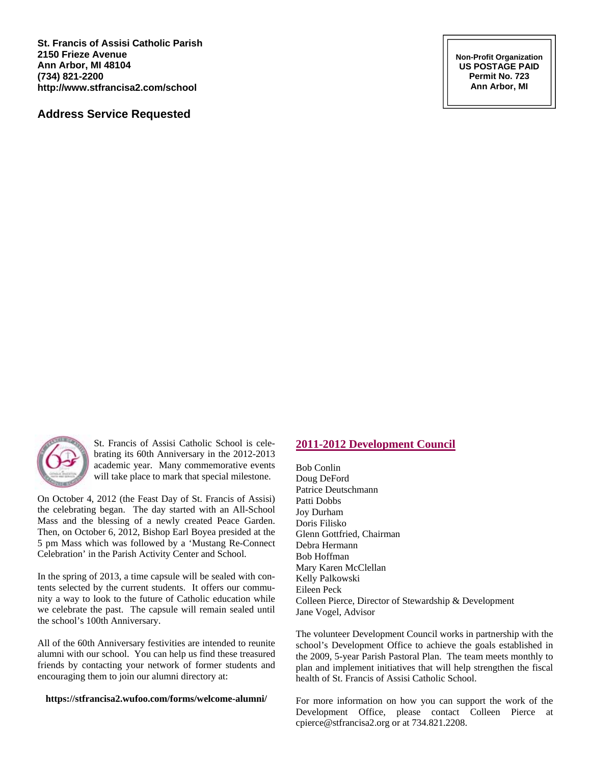**St. Francis of Assisi Catholic Parish**
**2150 Frieze Avenue**
**Ann Arbor, MI 48104**
**(734) 821-2200**
**http://www.stfrancisa2.com/school**

**Address Service Requested**

**Non-Profit Organization**
**US POSTAGE PAID**
**Permit No. 723**
**Ann Arbor, MI**

St. Francis of Assisi Catholic School is celebrating its 60th Anniversary in the 2012-2013 academic year. Many commemorative events will take place to mark that special milestone.

On October 4, 2012 (the Feast Day of St. Francis of Assisi) the celebrating began. The day started with an All-School Mass and the blessing of a newly created Peace Garden. Then, on October 6, 2012, Bishop Earl Boyea presided at the 5 pm Mass which was followed by a 'Mustang Re-Connect Celebration' in the Parish Activity Center and School.

In the spring of 2013, a time capsule will be sealed with contents selected by the current students. It offers our community a way to look to the future of Catholic education while we celebrate the past. The capsule will remain sealed until the school's 100th Anniversary.

All of the 60th Anniversary festivities are intended to reunite alumni with our school. You can help us find these treasured friends by contacting your network of former students and encouraging them to join our alumni directory at:

**https://stfrancisa2.wufoo.com/forms/welcome-alumni/**

## 2011-2012 Development Council

Bob Conlin
Doug DeFord
Patrice Deutschmann
Patti Dobbs
Joy Durham
Doris Filisko
Glenn Gottfried, Chairman
Debra Hermann
Bob Hoffman
Mary Karen McClellan
Kelly Palkowski
Eileen Peck
Colleen Pierce, Director of Stewardship & Development
Jane Vogel, Advisor

The volunteer Development Council works in partnership with the school's Development Office to achieve the goals established in the 2009, 5-year Parish Pastoral Plan. The team meets monthly to plan and implement initiatives that will help strengthen the fiscal health of St. Francis of Assisi Catholic School.

For more information on how you can support the work of the Development Office, please contact Colleen Pierce at cpierce@stfrancisa2.org or at 734.821.2208.